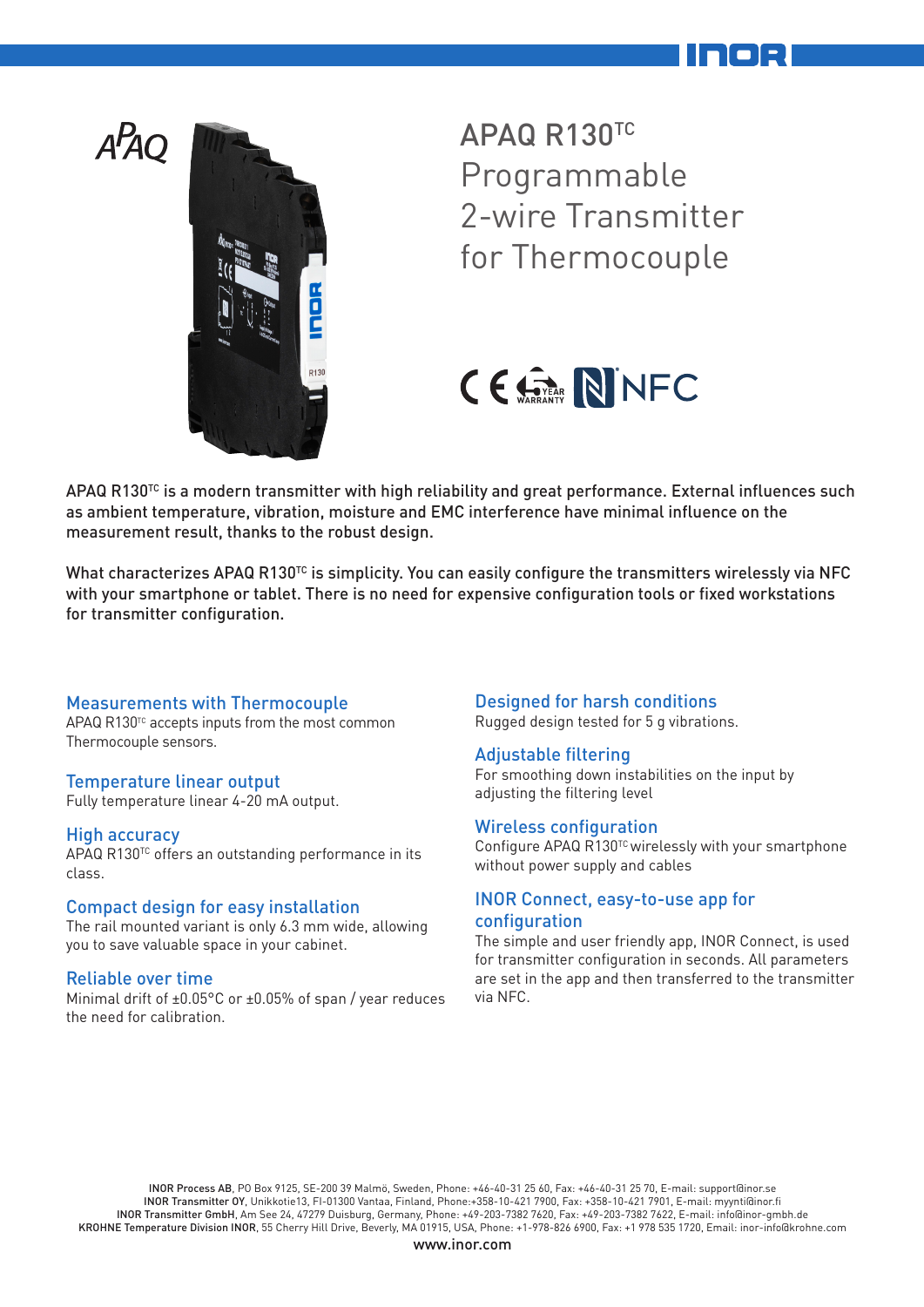# APAQ R130[TC] Programmable 2-wire Transmitter for Thermocouple

APAQ R130[TC] is a modern transmitter with high reliability and great performance. External influences such as ambient temperature, vibration, moisture and EMC interference have minimal influence on the measurement result, thanks to the robust design.

What characterizes APAQ R130[TC] is simplicity. You can easily configure the transmitters wirelessly via NFC with your smartphone or tablet. There is no need for expensive configuration tools or fixed workstations for transmitter configuration.

## Measurements with Thermocouple

APAQ R130[TC] accepts inputs from the most common Thermocouple sensors.

## Temperature linear output

Fully temperature linear 4-20 mA output.

## High accuracy

APAQ R130[TC] offers an outstanding performance in its class.

## Compact design for easy installation

The rail mounted variant is only 6.3 mm wide, allowing you to save valuable space in your cabinet.

## Reliable over time

Minimal drift of ±0.05°C or ±0.05% of span / year reduces the need for calibration.

## Designed for harsh conditions

Rugged design tested for 5 g vibrations.

## Adjustable filtering

For smoothing down instabilities on the input by adjusting the filtering level

## Wireless configuration

Configure APAQ R130[TC] wirelessly with your smartphone without power supply and cables

## INOR Connect, easy-to-use app for configuration

The simple and user friendly app, INOR Connect, is used for transmitter configuration in seconds. All parameters are set in the app and then transferred to the transmitter via NFC.

**INOR Process AB**, PO Box 9125, SE-200 39 Malmö, Sweden, Phone: +46-40-31 25 60, Fax: +46-40-31 25 70, E-mail: support@inor.se
**INOR Transmitter OY**, Unikkotie13, FI-01300 Vantaa, Finland, Phone:+358-10-421 7900, Fax: +358-10-421 7901, E-mail: myynti@inor.fi
**INOR Transmitter GmbH**, Am See 24, 47279 Duisburg, Germany, Phone: +49-203-7382 7620, Fax: +49-203-7382 7622, E-mail: info@inor-gmbh.de
**KROHNE Temperature Division INOR**, 55 Cherry Hill Drive, Beverly, MA 01915, USA, Phone: +1-978-826 6900, Fax: +1 978 535 1720, Email: inor-info@krohne.com

www.inor.com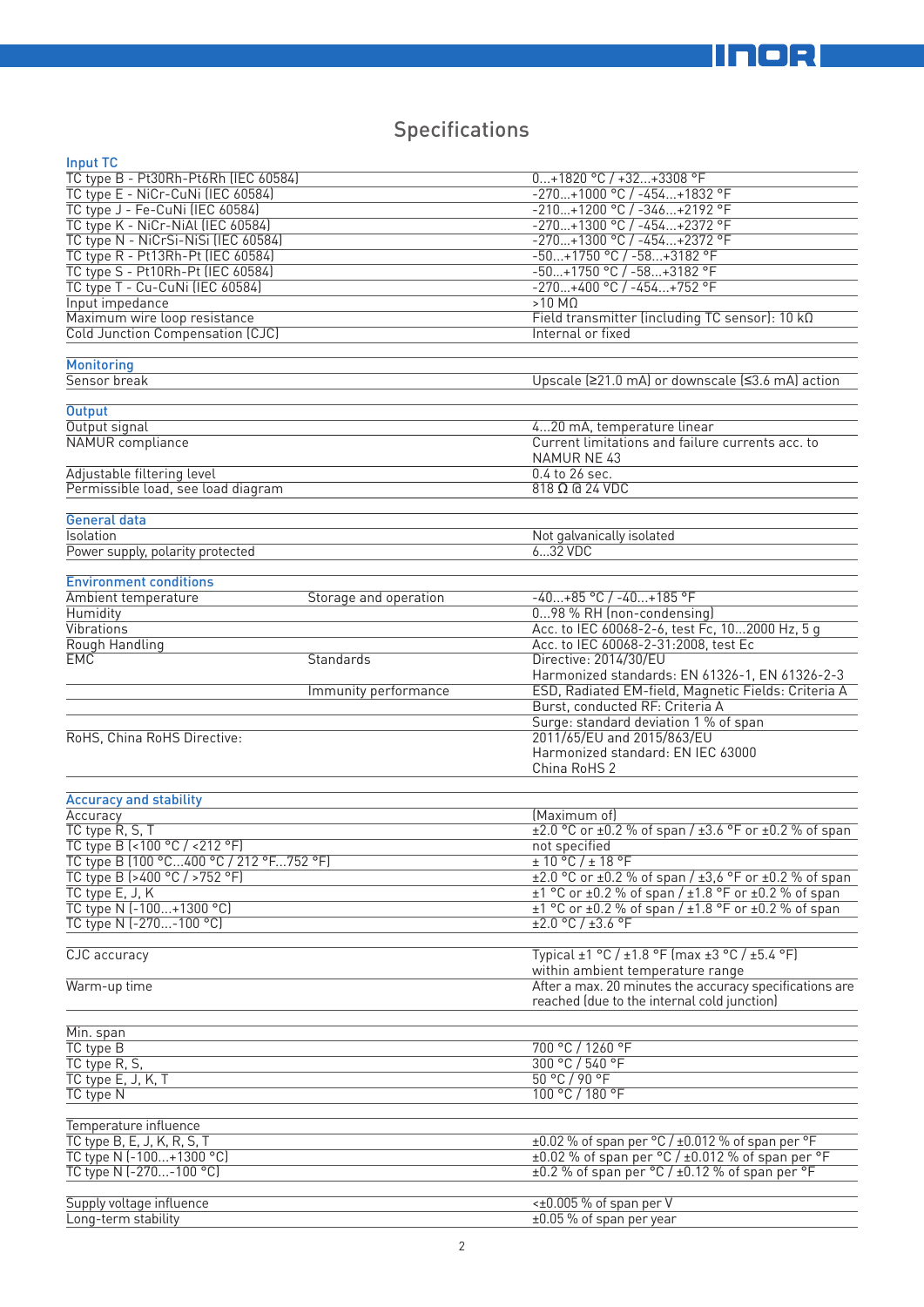# Specifications

### Input TC

| | |
|---|---|
| TC type B - Pt30Rh-Pt6Rh [IEC 60584] | 0...+1820 °C / +32...+3308 °F |
| TC type E - NiCr-CuNi [IEC 60584] | -270...+1000 °C / -454...+1832 °F |
| TC type J - Fe-CuNi [IEC 60584] | -210...+1200 °C / -346...+2192 °F |
| TC type K - NiCr-NiAl [IEC 60584] | -270...+1300 °C / -454...+2372 °F |
| TC type N - NiCrSi-NiSi [IEC 60584] | -270...+1300 °C / -454...+2372 °F |
| TC type R - Pt13Rh-Pt [IEC 60584] | -50...+1750 °C / -58...+3182 °F |
| TC type S - Pt10Rh-Pt [IEC 60584] | -50...+1750 °C / -58...+3182 °F |
| TC type T - Cu-CuNi [IEC 60584] | -270...+400 °C / -454...+752 °F |
| Input impedance | >10 MΩ |
| Maximum wire loop resistance | Field transmitter (including TC sensor): 10 kΩ |
| Cold Junction Compensation (CJC) | Internal or fixed |

### Monitoring

| | |
|---|---|
| Sensor break | Upscale (≥21.0 mA) or downscale (≤3.6 mA) action |

### Output

| | |
|---|---|
| Output signal | 4...20 mA, temperature linear |
| NAMUR compliance | Current limitations and failure currents acc. to NAMUR NE 43 |
| Adjustable filtering level | 0.4 to 26 sec. |
| Permissible load, see load diagram | 818 Ω @ 24 VDC |

### General data

| | |
|---|---|
| Isolation | Not galvanically isolated |
| Power supply, polarity protected | 6...32 VDC |

### Environment conditions

| | | |
|---|---|---|
| Ambient temperature | Storage and operation | -40...+85 °C / -40...+185 °F |
| Humidity | | 0...98 % RH (non-condensing) |
| Vibrations | | Acc. to IEC 60068-2-6, test Fc, 10...2000 Hz, 5 g |
| Rough Handling | | Acc. to IEC 60068-2-31:2008, test Ec |
| EMC | Standards | Directive: 2014/30/EU<br>Harmonized standards: EN 61326-1, EN 61326-2-3 |
| | Immunity performance | ESD, Radiated EM-field, Magnetic Fields: Criteria A<br>Burst, conducted RF: Criteria A<br>Surge: standard deviation 1 % of span |
| RoHS, China RoHS Directive: | | 2011/65/EU and 2015/863/EU<br>Harmonized standard: EN IEC 63000<br>China RoHS 2 |

### Accuracy and stability

| | |
|---|---|
| Accuracy | (Maximum of) |
| TC type R, S, T | ±2.0 °C or ±0.2 % of span / ±3.6 °F or ±0.2 % of span |
| TC type B (<100 °C / <212 °F) | not specified |
| TC type B (100 °C...400 °C / 212 °F...752 °F) | ± 10 °C / ± 18 °F |
| TC type B (>400 °C / >752 °F) | ±2.0 °C or ±0.2 % of span / ±3,6 °F or ±0.2 % of span |
| TC type E, J, K | ±1 °C or ±0.2 % of span / ±1.8 °F or ±0.2 % of span |
| TC type N (-100...+1300 °C) | ±1 °C or ±0.2 % of span / ±1.8 °F or ±0.2 % of span |
| TC type N (-270...-100 °C) | ±2.0 °C / ±3.6 °F |
| | |
| CJC accuracy | Typical ±1 °C / ±1.8 °F (max ±3 °C / ±5.4 °F) within ambient temperature range |
| Warm-up time | After a max. 20 minutes the accuracy specifications are reached (due to the internal cold junction) |
| | |
| Min. span | |
| TC type B | 700 °C / 1260 °F |
| TC type R, S, | 300 °C / 540 °F |
| TC type E, J, K, T | 50 °C / 90 °F |
| TC type N | 100 °C / 180 °F |
| | |
| Temperature influence | |
| TC type B, E, J, K, R, S, T | ±0.02 % of span per °C / ±0.012 % of span per °F |
| TC type N (-100...+1300 °C) | ±0.02 % of span per °C / ±0.012 % of span per °F |
| TC type N (-270...-100 °C) | ±0.2 % of span per °C / ±0.12 % of span per °F |
| | |
| Supply voltage influence | <±0.005 % of span per V |
| Long-term stability | ±0.05 % of span per year |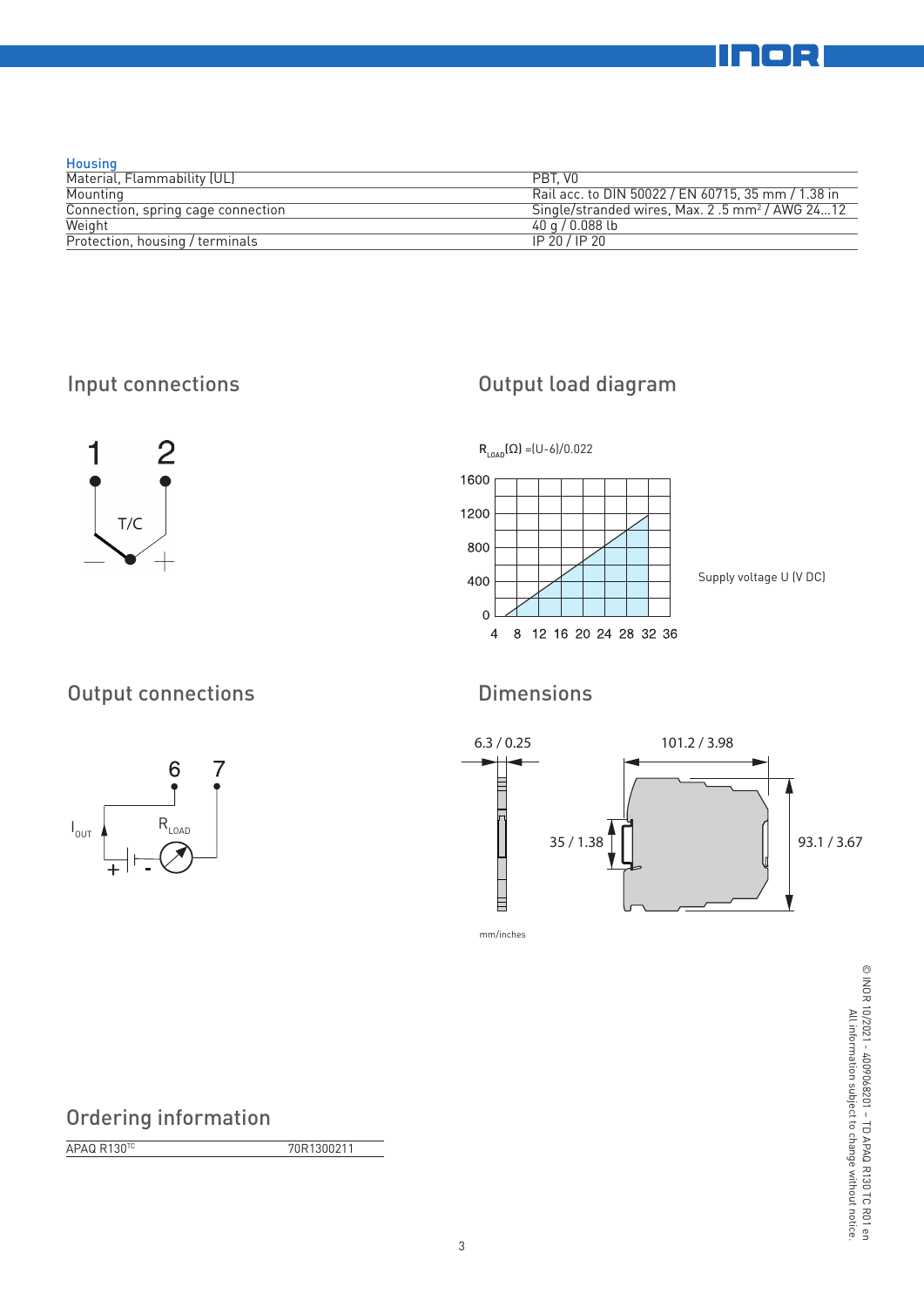| Housing | |
|---|---|
| Material, Flammability (UL) | PBT, V0 |
| Mounting | Rail acc. to DIN 50022 / EN 60715, 35 mm / 1.38 in |
| Connection, spring cage connection | Single/stranded wires, Max. 2 .5 mm² / AWG 24...12 |
| Weight | 40 g / 0.088 lb |
| Protection, housing / terminals | IP 20 / IP 20 |

## Input connections

1 2

T/C

— +

## Output load diagram

$R_{LOAD}(\Omega) = (U-6)/0.022$

1600
1200
800
400
0

4 8 12 16 20 24 28 32 36

Supply voltage U (V DC)

## Output connections

6 7

$I_{OUT}$

$R_{LOAD}$

\+ -

## Dimensions

6.3 / 0.25

101.2 / 3.98

35 / 1.38

93.1 / 3.67

mm/inches

## Ordering information

| | |
|---|---|
| APAQ R130[TC] | 70R1300211 |

© INOR 10/2021 - 400906820I – TD APAQ R130 TC R01 en
All information subject to change without notice.